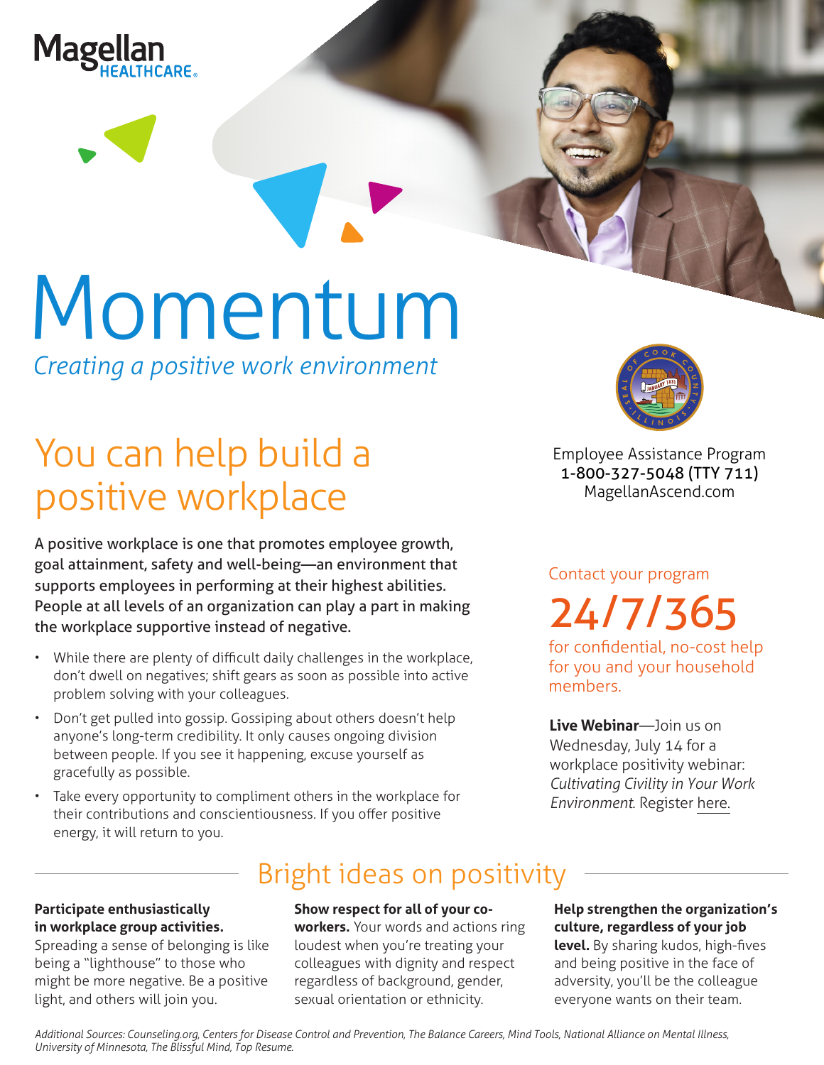Magellan HEALTHCARE

# Momentum

*Creating a positive work environment*

## You can help build a positive workplace

A positive workplace is one that promotes employee growth, goal attainment, safety and well-being—an environment that supports employees in performing at their highest abilities. People at all levels of an organization can play a part in making the workplace supportive instead of negative.

- While there are plenty of difficult daily challenges in the workplace, don't dwell on negatives; shift gears as soon as possible into active problem solving with your colleagues.
- Don't get pulled into gossip. Gossiping about others doesn't help anyone's long-term credibility. It only causes ongoing division between people. If you see it happening, excuse yourself as gracefully as possible.
- Take every opportunity to compliment others in the workplace for their contributions and conscientiousness. If you offer positive energy, it will return to you.

Employee Assistance Program
**1-800-327-5048 (TTY 711)**
MagellanAscend.com

Contact your program

**24/7/365**

for confidential, no-cost help for you and your household members.

**Live Webinar**—Join us on Wednesday, July 14 for a workplace positivity webinar: *Cultivating Civility in Your Work Environment*. Register here.

## Bright ideas on positivity

**Participate enthusiastically in workplace group activities.** Spreading a sense of belonging is like being a "lighthouse" to those who might be more negative. Be a positive light, and others will join you.

**Show respect for all of your co-workers.** Your words and actions ring loudest when you're treating your colleagues with dignity and respect regardless of background, gender, sexual orientation or ethnicity.

**Help strengthen the organization's culture, regardless of your job level.** By sharing kudos, high-fives and being positive in the face of adversity, you'll be the colleague everyone wants on their team.

*Additional Sources: Counseling.org, Centers for Disease Control and Prevention, The Balance Careers, Mind Tools, National Alliance on Mental Illness, University of Minnesota, The Blissful Mind, Top Resume.*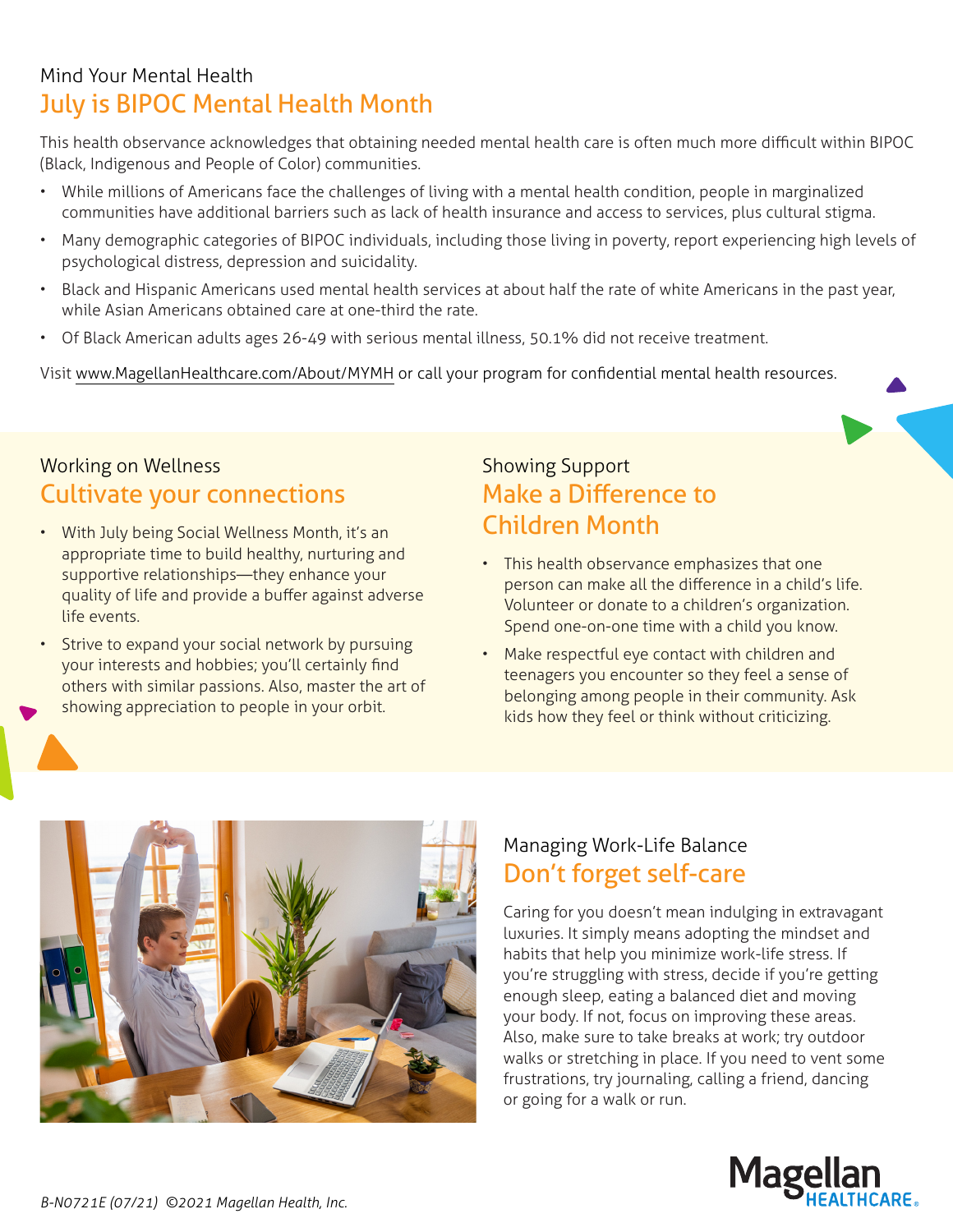Mind Your Mental Health

## July is BIPOC Mental Health Month

This health observance acknowledges that obtaining needed mental health care is often much more difficult within BIPOC (Black, Indigenous and People of Color) communities.

- While millions of Americans face the challenges of living with a mental health condition, people in marginalized communities have additional barriers such as lack of health insurance and access to services, plus cultural stigma.
- Many demographic categories of BIPOC individuals, including those living in poverty, report experiencing high levels of psychological distress, depression and suicidality.
- Black and Hispanic Americans used mental health services at about half the rate of white Americans in the past year, while Asian Americans obtained care at one-third the rate.
- Of Black American adults ages 26-49 with serious mental illness, 50.1% did not receive treatment.

Visit www.MagellanHealthcare.com/About/MYMH or call your program for confidential mental health resources.

Working on Wellness

## Cultivate your connections

- With July being Social Wellness Month, it's an appropriate time to build healthy, nurturing and supportive relationships—they enhance your quality of life and provide a buffer against adverse life events.
- Strive to expand your social network by pursuing your interests and hobbies; you'll certainly find others with similar passions. Also, master the art of showing appreciation to people in your orbit.

Showing Support

## Make a Difference to Children Month

- This health observance emphasizes that one person can make all the difference in a child's life. Volunteer or donate to a children's organization. Spend one-on-one time with a child you know.
- Make respectful eye contact with children and teenagers you encounter so they feel a sense of belonging among people in their community. Ask kids how they feel or think without criticizing.

Managing Work-Life Balance

## Don't forget self-care

Caring for you doesn't mean indulging in extravagant luxuries. It simply means adopting the mindset and habits that help you minimize work-life stress. If you're struggling with stress, decide if you're getting enough sleep, eating a balanced diet and moving your body. If not, focus on improving these areas. Also, make sure to take breaks at work; try outdoor walks or stretching in place. If you need to vent some frustrations, try journaling, calling a friend, dancing or going for a walk or run.

*B-N0721E (07/21) ©2021 Magellan Health, Inc.*

Magellan HEALTHCARE